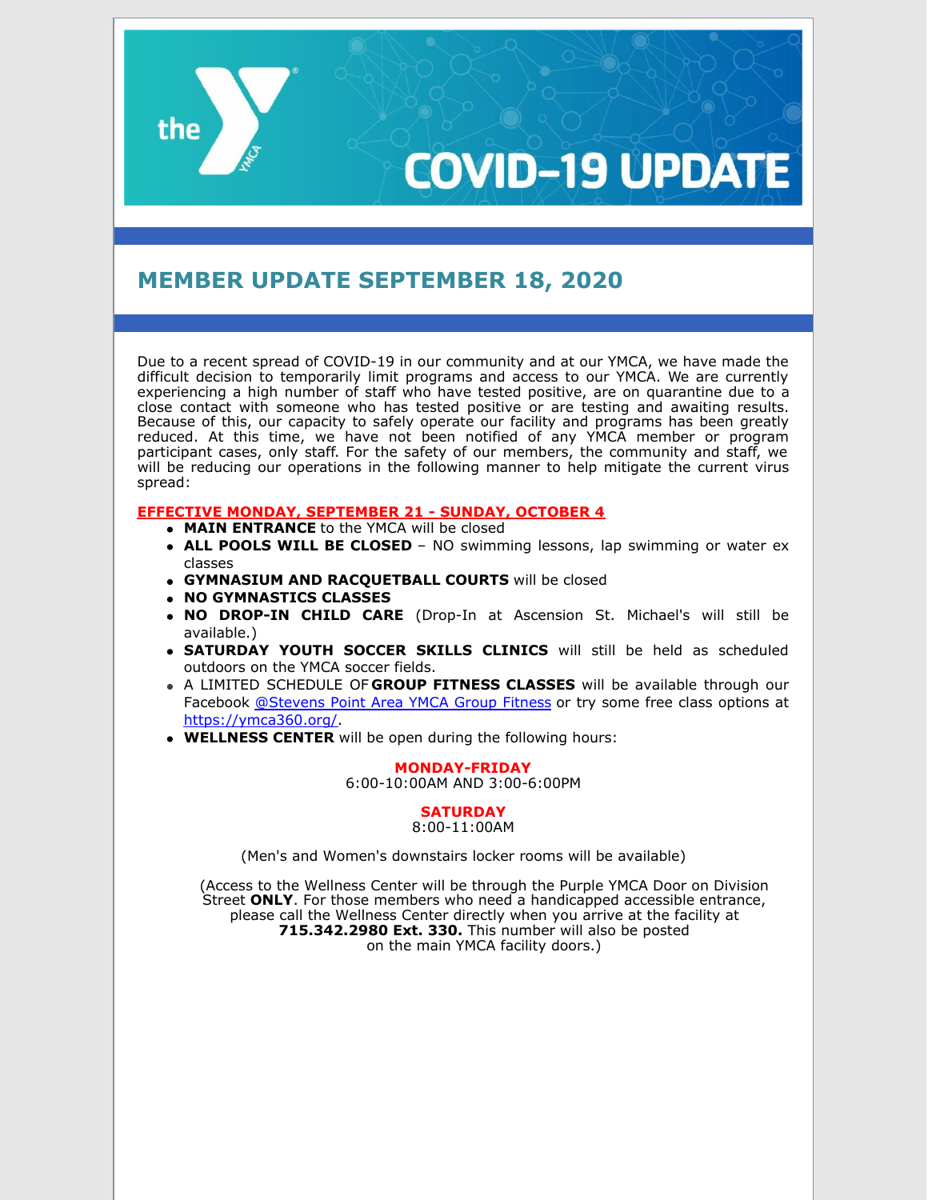# COVID-19 UPDATE

## MEMBER UPDATE SEPTEMBER 18, 2020

Due to a recent spread of COVID-19 in our community and at our YMCA, we have made the difficult decision to temporarily limit programs and access to our YMCA. We are currently experiencing a high number of staff who have tested positive, are on quarantine due to a close contact with someone who has tested positive or are testing and awaiting results. Because of this, our capacity to safely operate our facility and programs has been greatly reduced. At this time, we have not been notified of any YMCA member or program participant cases, only staff. For the safety of our members, the community and staff, we will be reducing our operations in the following manner to help mitigate the current virus spread:

**EFFECTIVE MONDAY, SEPTEMBER 21 - SUNDAY, OCTOBER 4**

- **MAIN ENTRANCE** to the YMCA will be closed
- **ALL POOLS WILL BE CLOSED** – NO swimming lessons, lap swimming or water ex classes
- **GYMNASIUM AND RACQUETBALL COURTS** will be closed
- **NO GYMNASTICS CLASSES**
- **NO DROP-IN CHILD CARE** (Drop-In at Ascension St. Michael's will still be available.)
- **SATURDAY YOUTH SOCCER SKILLS CLINICS** will still be held as scheduled outdoors on the YMCA soccer fields.
- A LIMITED SCHEDULE OF **GROUP FITNESS CLASSES** will be available through our Facebook @Stevens Point Area YMCA Group Fitness or try some free class options at https://ymca360.org/.
- **WELLNESS CENTER** will be open during the following hours:

**MONDAY-FRIDAY**
6:00-10:00AM AND 3:00-6:00PM

**SATURDAY**
8:00-11:00AM

(Men's and Women's downstairs locker rooms will be available)

(Access to the Wellness Center will be through the Purple YMCA Door on Division Street **ONLY**. For those members who need a handicapped accessible entrance, please call the Wellness Center directly when you arrive at the facility at **715.342.2980 Ext. 330.** This number will also be posted on the main YMCA facility doors.)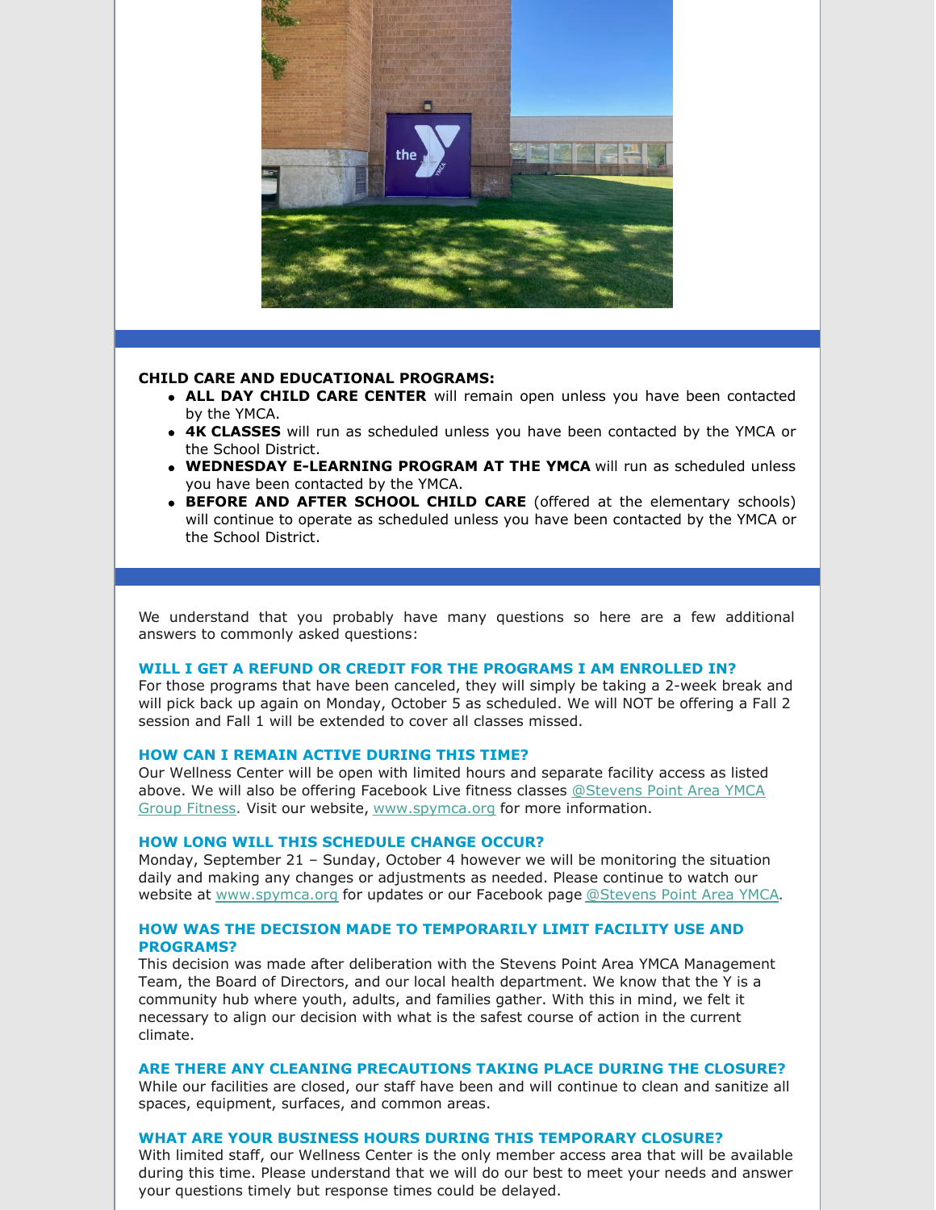**CHILD CARE AND EDUCATIONAL PROGRAMS:**

- **ALL DAY CHILD CARE CENTER** will remain open unless you have been contacted by the YMCA.
- **4K CLASSES** will run as scheduled unless you have been contacted by the YMCA or the School District.
- **WEDNESDAY E-LEARNING PROGRAM AT THE YMCA** will run as scheduled unless you have been contacted by the YMCA.
- **BEFORE AND AFTER SCHOOL CHILD CARE** (offered at the elementary schools) will continue to operate as scheduled unless you have been contacted by the YMCA or the School District.

We understand that you probably have many questions so here are a few additional answers to commonly asked questions:

**WILL I GET A REFUND OR CREDIT FOR THE PROGRAMS I AM ENROLLED IN?**
For those programs that have been canceled, they will simply be taking a 2-week break and will pick back up again on Monday, October 5 as scheduled. We will NOT be offering a Fall 2 session and Fall 1 will be extended to cover all classes missed.

**HOW CAN I REMAIN ACTIVE DURING THIS TIME?**
Our Wellness Center will be open with limited hours and separate facility access as listed above. We will also be offering Facebook Live fitness classes @Stevens Point Area YMCA Group Fitness. Visit our website, www.spymca.org for more information.

**HOW LONG WILL THIS SCHEDULE CHANGE OCCUR?**
Monday, September 21 – Sunday, October 4 however we will be monitoring the situation daily and making any changes or adjustments as needed. Please continue to watch our website at www.spymca.org for updates or our Facebook page @Stevens Point Area YMCA.

**HOW WAS THE DECISION MADE TO TEMPORARILY LIMIT FACILITY USE AND PROGRAMS?**
This decision was made after deliberation with the Stevens Point Area YMCA Management Team, the Board of Directors, and our local health department. We know that the Y is a community hub where youth, adults, and families gather. With this in mind, we felt it necessary to align our decision with what is the safest course of action in the current climate.

**ARE THERE ANY CLEANING PRECAUTIONS TAKING PLACE DURING THE CLOSURE?**
While our facilities are closed, our staff have been and will continue to clean and sanitize all spaces, equipment, surfaces, and common areas.

**WHAT ARE YOUR BUSINESS HOURS DURING THIS TEMPORARY CLOSURE?**
With limited staff, our Wellness Center is the only member access area that will be available during this time. Please understand that we will do our best to meet your needs and answer your questions timely but response times could be delayed.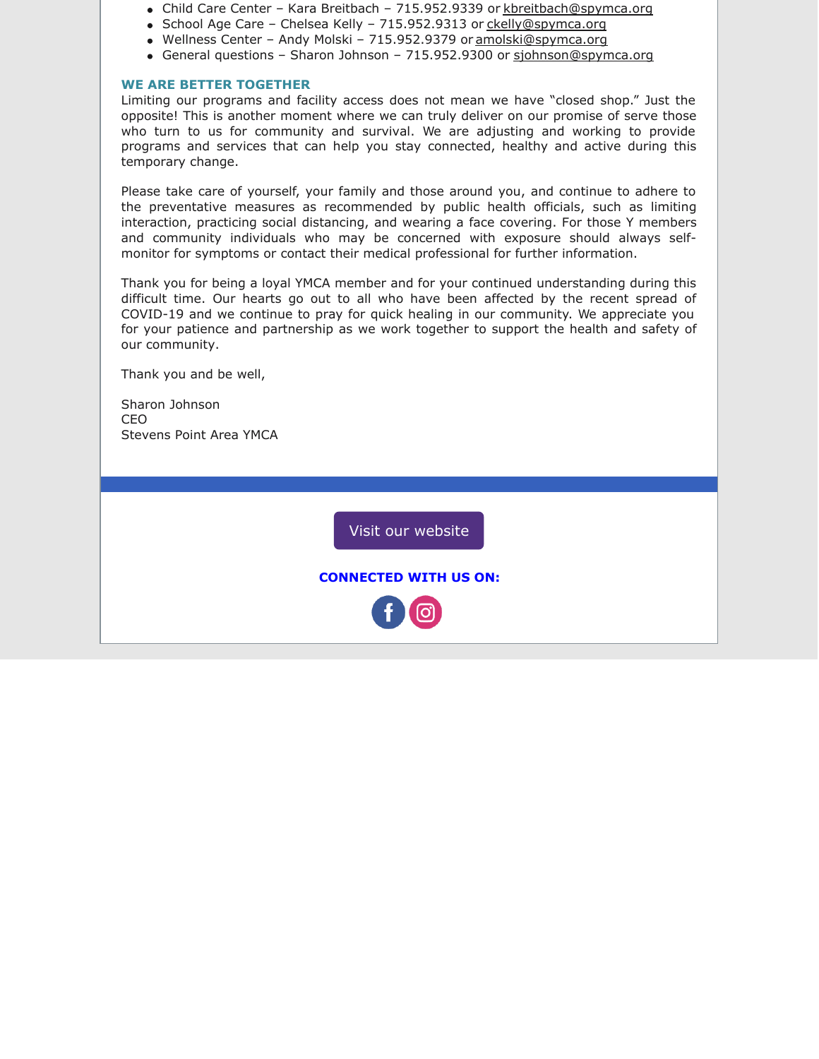- Child Care Center – Kara Breitbach – 715.952.9339 or kbreitbach@spymca.org
- School Age Care – Chelsea Kelly – 715.952.9313 or ckelly@spymca.org
- Wellness Center – Andy Molski – 715.952.9379 or amolski@spymca.org
- General questions – Sharon Johnson – 715.952.9300 or sjohnson@spymca.org

## WE ARE BETTER TOGETHER

Limiting our programs and facility access does not mean we have "closed shop." Just the opposite! This is another moment where we can truly deliver on our promise of serve those who turn to us for community and survival. We are adjusting and working to provide programs and services that can help you stay connected, healthy and active during this temporary change.

Please take care of yourself, your family and those around you, and continue to adhere to the preventative measures as recommended by public health officials, such as limiting interaction, practicing social distancing, and wearing a face covering. For those Y members and community individuals who may be concerned with exposure should always self-monitor for symptoms or contact their medical professional for further information.

Thank you for being a loyal YMCA member and for your continued understanding during this difficult time. Our hearts go out to all who have been affected by the recent spread of COVID-19 and we continue to pray for quick healing in our community. We appreciate you for your patience and partnership as we work together to support the health and safety of our community.

Thank you and be well,

Sharon Johnson
CEO
Stevens Point Area YMCA

Visit our website

**CONNECTED WITH US ON:**